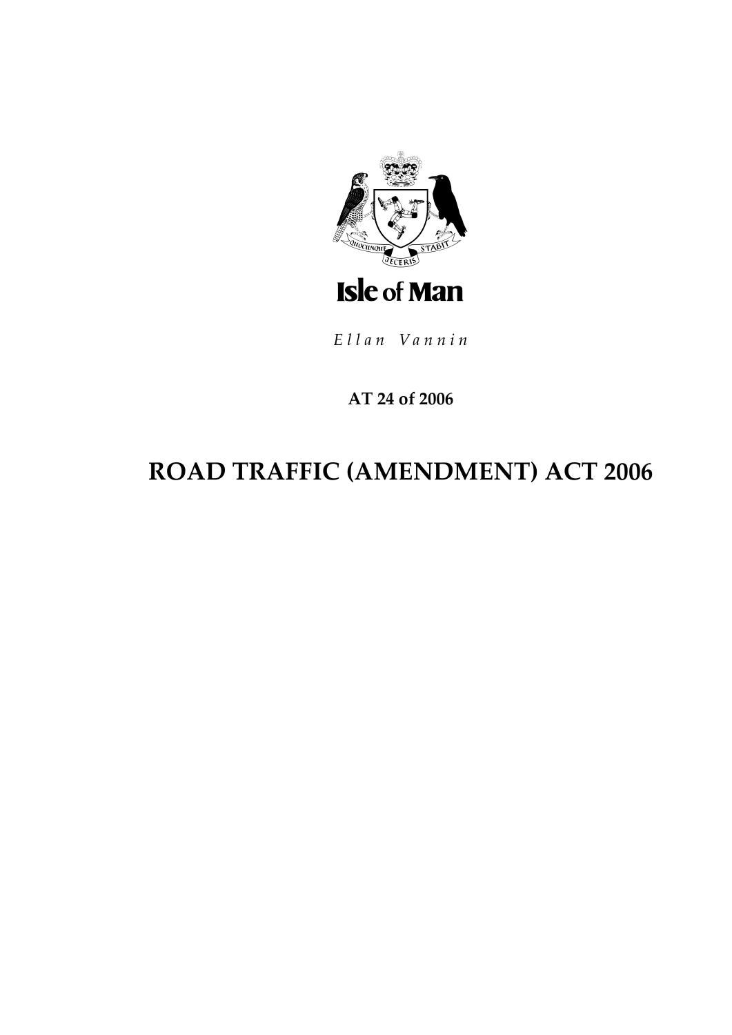Isle of Man

*Ellan Vannin*

**AT 24 of 2006**

# ROAD TRAFFIC (AMENDMENT) ACT 2006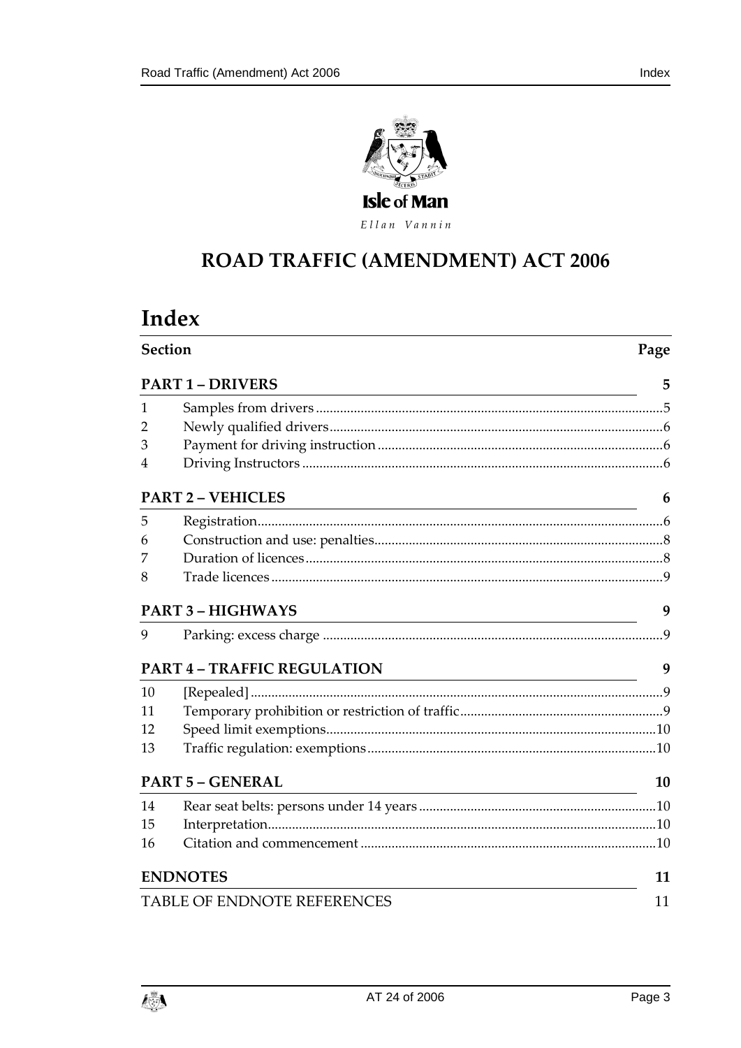Isle of Man

*Ellan Vannin*

# ROAD TRAFFIC (AMENDMENT) ACT 2006

## Index

| Section | | Page |
|---|---|---|
| **PART 1 – DRIVERS** | | **5** |
| 1 | Samples from drivers | 5 |
| 2 | Newly qualified drivers | 6 |
| 3 | Payment for driving instruction | 6 |
| 4 | Driving Instructors | 6 |
| **PART 2 – VEHICLES** | | **6** |
| 5 | Registration | 6 |
| 6 | Construction and use: penalties | 8 |
| 7 | Duration of licences | 8 |
| 8 | Trade licences | 9 |
| **PART 3 – HIGHWAYS** | | **9** |
| 9 | Parking: excess charge | 9 |
| **PART 4 – TRAFFIC REGULATION** | | **9** |
| 10 | [Repealed] | 9 |
| 11 | Temporary prohibition or restriction of traffic | 9 |
| 12 | Speed limit exemptions | 10 |
| 13 | Traffic regulation: exemptions | 10 |
| **PART 5 – GENERAL** | | **10** |
| 14 | Rear seat belts: persons under 14 years | 10 |
| 15 | Interpretation | 10 |
| 16 | Citation and commencement | 10 |
| **ENDNOTES** | | **11** |
| TABLE OF ENDNOTE REFERENCES | | 11 |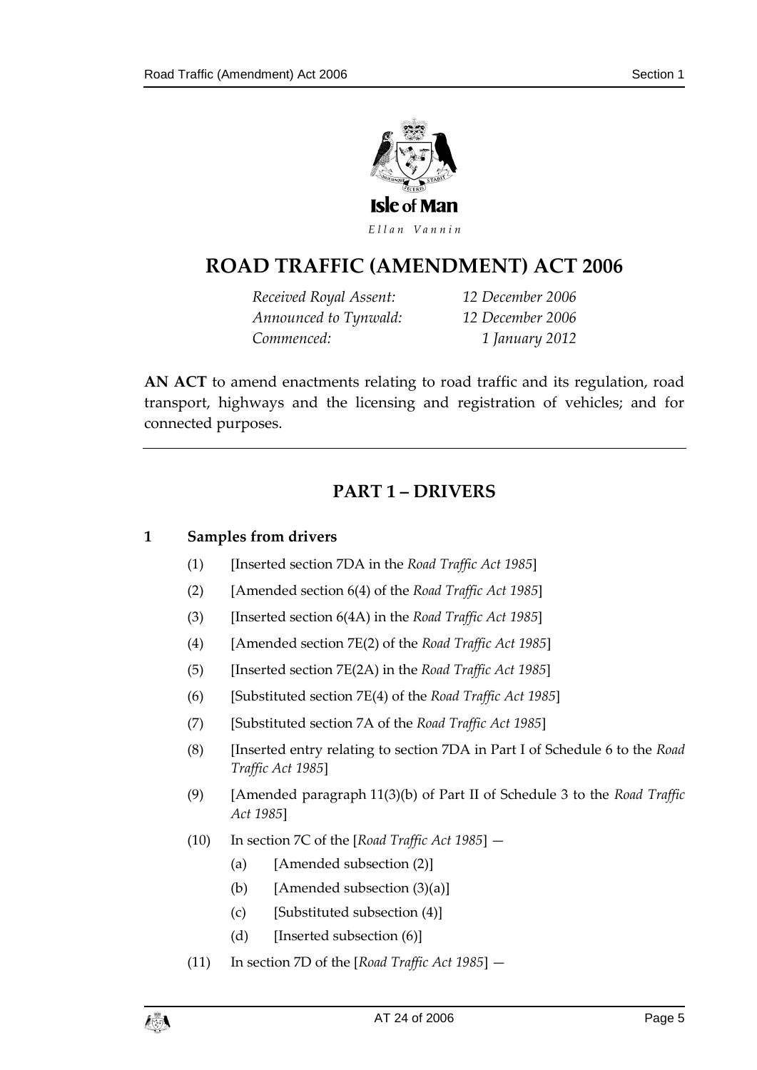Isle of Man

*Ellan Vannin*

# ROAD TRAFFIC (AMENDMENT) ACT 2006

| | |
|---|---|
| *Received Royal Assent:* | *12 December 2006* |
| *Announced to Tynwald:* | *12 December 2006* |
| *Commenced:* | *1 January 2012* |

**AN ACT** to amend enactments relating to road traffic and its regulation, road transport, highways and the licensing and registration of vehicles; and for connected purposes.

## PART 1 – DRIVERS

### 1 Samples from drivers

(1) [Inserted section 7DA in the *Road Traffic Act 1985*]

(2) [Amended section 6(4) of the *Road Traffic Act 1985*]

(3) [Inserted section 6(4A) in the *Road Traffic Act 1985*]

(4) [Amended section 7E(2) of the *Road Traffic Act 1985*]

(5) [Inserted section 7E(2A) in the *Road Traffic Act 1985*]

(6) [Substituted section 7E(4) of the *Road Traffic Act 1985*]

(7) [Substituted section 7A of the *Road Traffic Act 1985*]

(8) [Inserted entry relating to section 7DA in Part I of Schedule 6 to the *Road Traffic Act 1985*]

(9) [Amended paragraph 11(3)(b) of Part II of Schedule 3 to the *Road Traffic Act 1985*]

(10) In section 7C of the [*Road Traffic Act 1985*] —

- (a) [Amended subsection (2)]
- (b) [Amended subsection (3)(a)]
- (c) [Substituted subsection (4)]
- (d) [Inserted subsection (6)]

(11) In section 7D of the [*Road Traffic Act 1985*] —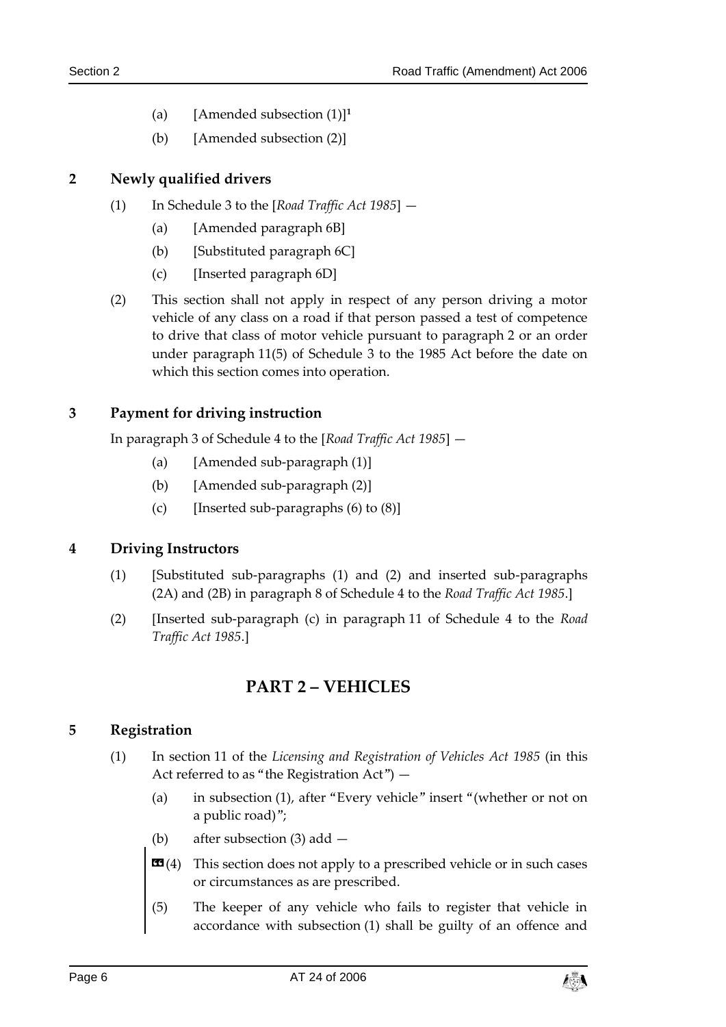(a) [Amended subsection (1)][1]

(b) [Amended subsection (2)]

## 2 Newly qualified drivers

(1) In Schedule 3 to the [*Road Traffic Act 1985*] —

(a) [Amended paragraph 6B]

(b) [Substituted paragraph 6C]

(c) [Inserted paragraph 6D]

(2) This section shall not apply in respect of any person driving a motor vehicle of any class on a road if that person passed a test of competence to drive that class of motor vehicle pursuant to paragraph 2 or an order under paragraph 11(5) of Schedule 3 to the 1985 Act before the date on which this section comes into operation.

## 3 Payment for driving instruction

In paragraph 3 of Schedule 4 to the [*Road Traffic Act 1985*] —

(a) [Amended sub-paragraph (1)]

(b) [Amended sub-paragraph (2)]

(c) [Inserted sub-paragraphs (6) to (8)]

## 4 Driving Instructors

(1) [Substituted sub-paragraphs (1) and (2) and inserted sub-paragraphs (2A) and (2B) in paragraph 8 of Schedule 4 to the *Road Traffic Act 1985*.]

(2) [Inserted sub-paragraph (c) in paragraph 11 of Schedule 4 to the *Road Traffic Act 1985*.]

# PART 2 – VEHICLES

## 5 Registration

(1) In section 11 of the *Licensing and Registration of Vehicles Act 1985* (in this Act referred to as "the Registration Act") —

(a) in subsection (1), after "Every vehicle" insert "(whether or not on a public road)";

(b) after subsection (3) add —

> "(4) This section does not apply to a prescribed vehicle or in such cases or circumstances as are prescribed.
>
> (5) The keeper of any vehicle who fails to register that vehicle in accordance with subsection (1) shall be guilty of an offence and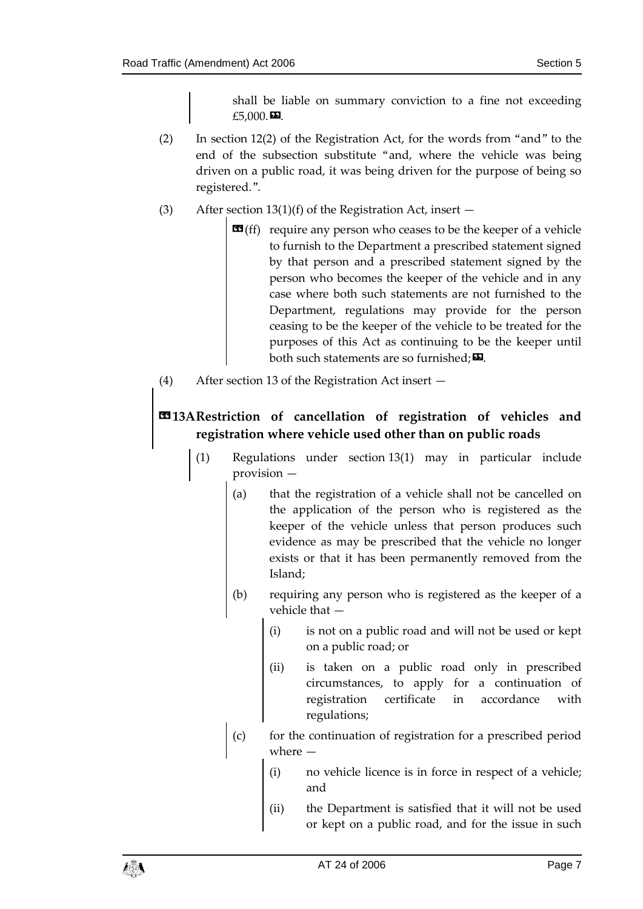shall be liable on summary conviction to a fine not exceeding £5,000.».

(2) In section 12(2) of the Registration Act, for the words from "and" to the end of the subsection substitute "and, where the vehicle was being driven on a public road, it was being driven for the purpose of being so registered.".

(3) After section 13(1)(f) of the Registration Act, insert —

«(ff) require any person who ceases to be the keeper of a vehicle to furnish to the Department a prescribed statement signed by that person and a prescribed statement signed by the person who becomes the keeper of the vehicle and in any case where both such statements are not furnished to the Department, regulations may provide for the person ceasing to be the keeper of the vehicle to be treated for the purposes of this Act as continuing to be the keeper until both such statements are so furnished;».

(4) After section 13 of the Registration Act insert —

**«13A Restriction of cancellation of registration of vehicles and registration where vehicle used other than on public roads**

(1) Regulations under section 13(1) may in particular include provision —

(a) that the registration of a vehicle shall not be cancelled on the application of the person who is registered as the keeper of the vehicle unless that person produces such evidence as may be prescribed that the vehicle no longer exists or that it has been permanently removed from the Island;

(b) requiring any person who is registered as the keeper of a vehicle that —

(i) is not on a public road and will not be used or kept on a public road; or

(ii) is taken on a public road only in prescribed circumstances, to apply for a continuation of registration certificate in accordance with regulations;

(c) for the continuation of registration for a prescribed period where —

(i) no vehicle licence is in force in respect of a vehicle; and

(ii) the Department is satisfied that it will not be used or kept on a public road, and for the issue in such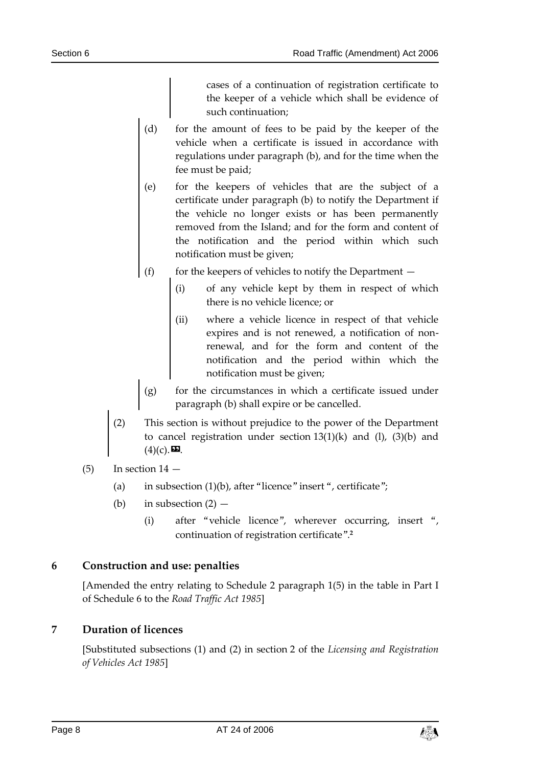cases of a continuation of registration certificate to the keeper of a vehicle which shall be evidence of such continuation;

(d) for the amount of fees to be paid by the keeper of the vehicle when a certificate is issued in accordance with regulations under paragraph (b), and for the time when the fee must be paid;

(e) for the keepers of vehicles that are the subject of a certificate under paragraph (b) to notify the Department if the vehicle no longer exists or has been permanently removed from the Island; and for the form and content of the notification and the period within which such notification must be given;

(f) for the keepers of vehicles to notify the Department —

(i) of any vehicle kept by them in respect of which there is no vehicle licence; or

(ii) where a vehicle licence in respect of that vehicle expires and is not renewed, a notification of non-renewal, and for the form and content of the notification and the period within which the notification must be given;

(g) for the circumstances in which a certificate issued under paragraph (b) shall expire or be cancelled.

(2) This section is without prejudice to the power of the Department to cancel registration under section 13(1)(k) and (l), (3)(b) and (4)(c).».

(5) In section 14 —

(a) in subsection (1)(b), after "licence" insert ", certificate";

(b) in subsection (2) —

(i) after "vehicle licence", wherever occurring, insert ", continuation of registration certificate".[2]

## 6 Construction and use: penalties

[Amended the entry relating to Schedule 2 paragraph 1(5) in the table in Part I of Schedule 6 to the *Road Traffic Act 1985*]

## 7 Duration of licences

[Substituted subsections (1) and (2) in section 2 of the *Licensing and Registration of Vehicles Act 1985*]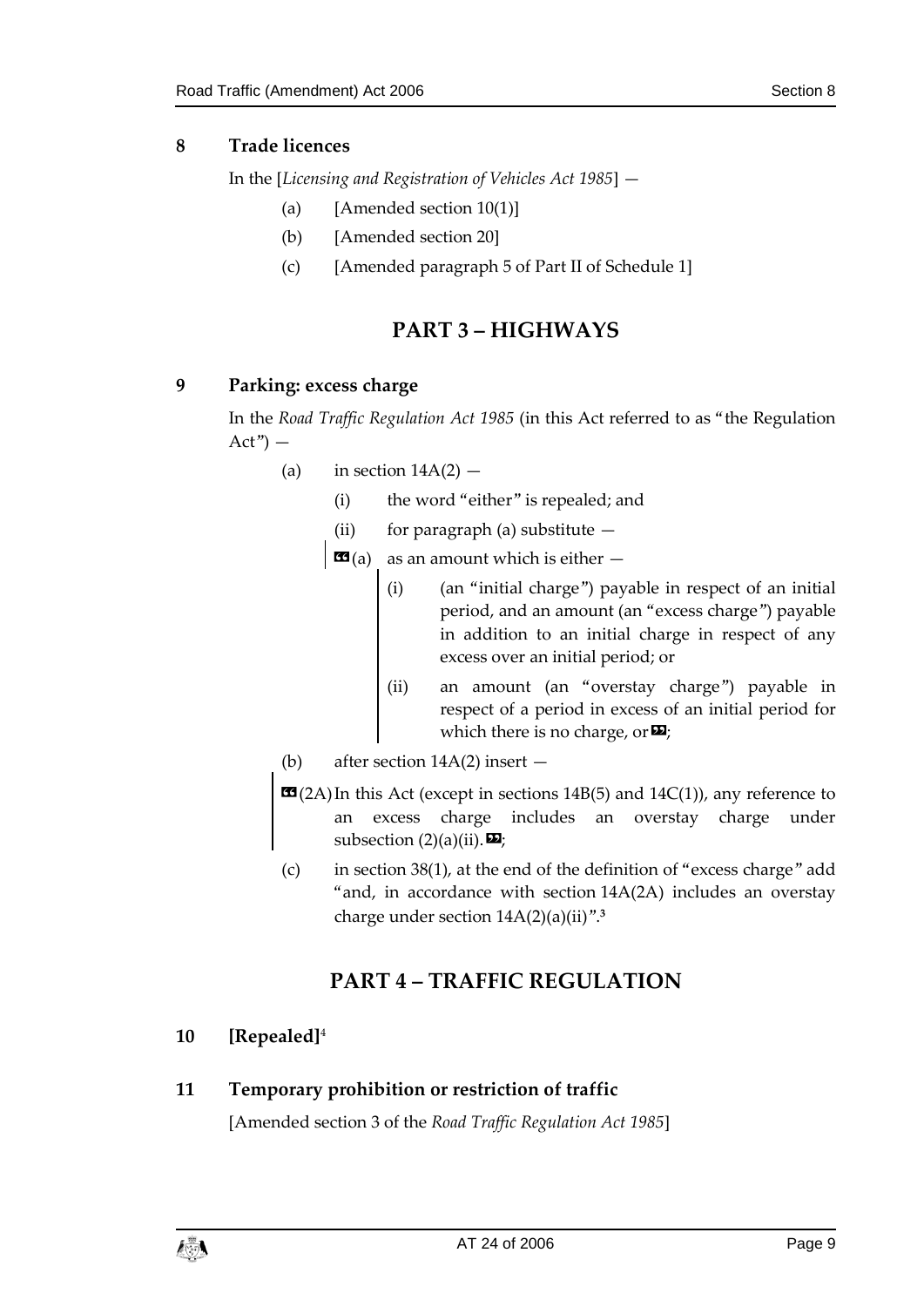## 8 Trade licences

In the [*Licensing and Registration of Vehicles Act 1985*] —

- (a) [Amended section 10(1)]
- (b) [Amended section 20]
- (c) [Amended paragraph 5 of Part II of Schedule 1]

# PART 3 – HIGHWAYS

## 9 Parking: excess charge

In the *Road Traffic Regulation Act 1985* (in this Act referred to as "the Regulation Act") —

- (a) in section 14A(2) —
  - (i) the word "either" is repealed; and
  - (ii) for paragraph (a) substitute —

> "(a) as an amount which is either —
>
> (i) (an "initial charge") payable in respect of an initial period, and an amount (an "excess charge") payable in addition to an initial charge in respect of any excess over an initial period; or
>
> (ii) an amount (an "overstay charge") payable in respect of a period in excess of an initial period for which there is no charge, or";

- (b) after section 14A(2) insert —

> "(2A) In this Act (except in sections 14B(5) and 14C(1)), any reference to an excess charge includes an overstay charge under subsection (2)(a)(ii).";

- (c) in section 38(1), at the end of the definition of "excess charge" add "and, in accordance with section 14A(2A) includes an overstay charge under section 14A(2)(a)(ii)".[3]

# PART 4 – TRAFFIC REGULATION

## 10 [Repealed][4]

## 11 Temporary prohibition or restriction of traffic

[Amended section 3 of the *Road Traffic Regulation Act 1985*]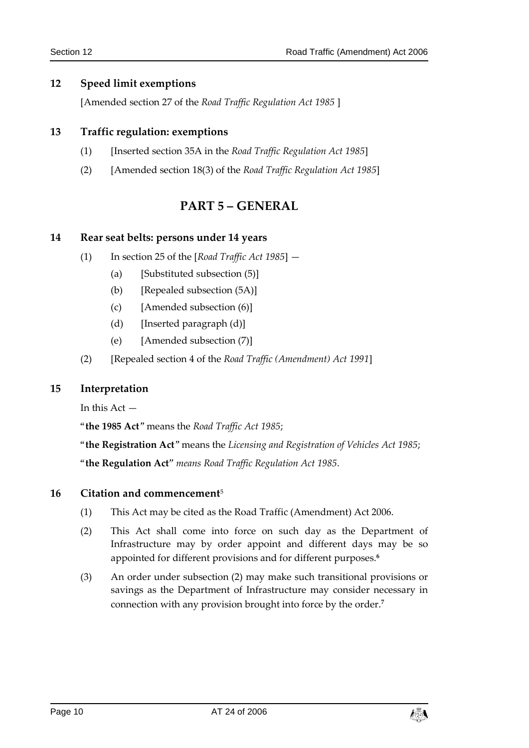## 12 Speed limit exemptions

[Amended section 27 of the *Road Traffic Regulation Act 1985* ]

## 13 Traffic regulation: exemptions

(1) [Inserted section 35A in the *Road Traffic Regulation Act 1985*]

(2) [Amended section 18(3) of the *Road Traffic Regulation Act 1985*]

# PART 5 – GENERAL

## 14 Rear seat belts: persons under 14 years

(1) In section 25 of the [*Road Traffic Act 1985*] —

(a) [Substituted subsection (5)]

(b) [Repealed subsection (5A)]

(c) [Amended subsection (6)]

(d) [Inserted paragraph (d)]

(e) [Amended subsection (7)]

(2) [Repealed section 4 of the *Road Traffic (Amendment) Act 1991*]

## 15 Interpretation

In this Act —

"**the 1985 Act**" means the *Road Traffic Act 1985*;

"**the Registration Act**" means the *Licensing and Registration of Vehicles Act 1985*;

"**the Regulation Act**" *means Road Traffic Regulation Act 1985*.

## 16 Citation and commencement[5]

(1) This Act may be cited as the Road Traffic (Amendment) Act 2006.

(2) This Act shall come into force on such day as the Department of Infrastructure may by order appoint and different days may be so appointed for different provisions and for different purposes.[6]

(3) An order under subsection (2) may make such transitional provisions or savings as the Department of Infrastructure may consider necessary in connection with any provision brought into force by the order.[7]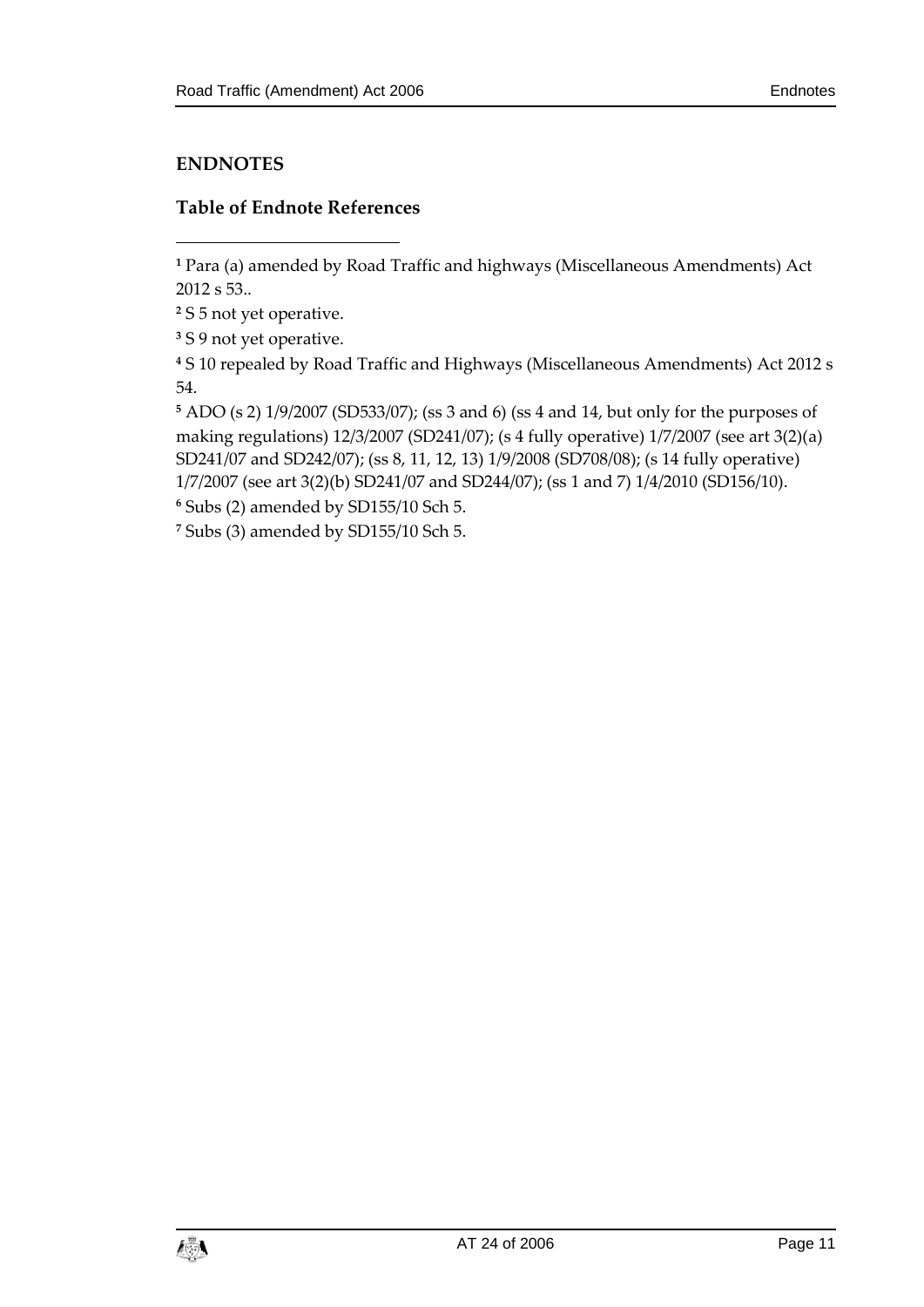## ENDNOTES

### Table of Endnote References

[1] Para (a) amended by Road Traffic and highways (Miscellaneous Amendments) Act 2012 s 53..

[2] S 5 not yet operative.

[3] S 9 not yet operative.

[4] S 10 repealed by Road Traffic and Highways (Miscellaneous Amendments) Act 2012 s 54.

[5] ADO (s 2) 1/9/2007 (SD533/07); (ss 3 and 6) (ss 4 and 14, but only for the purposes of making regulations) 12/3/2007 (SD241/07); (s 4 fully operative) 1/7/2007 (see art 3(2)(a) SD241/07 and SD242/07); (ss 8, 11, 12, 13) 1/9/2008 (SD708/08); (s 14 fully operative) 1/7/2007 (see art 3(2)(b) SD241/07 and SD244/07); (ss 1 and 7) 1/4/2010 (SD156/10).

[6] Subs (2) amended by SD155/10 Sch 5.

[7] Subs (3) amended by SD155/10 Sch 5.